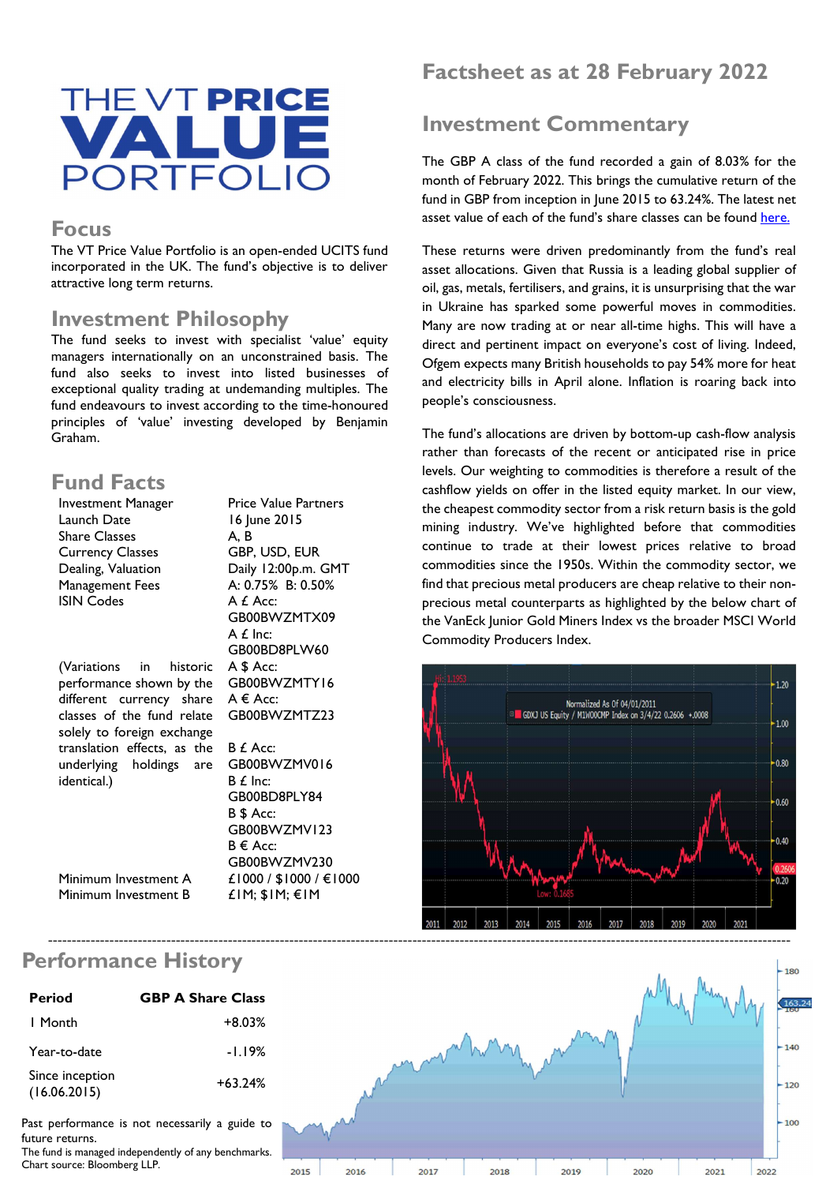# THE VT PRICE VALUE PORTFOLIO

## Focus

The VT Price Value Portfolio is an open-ended UCITS fund incorporated in the UK. The fund's objective is to deliver attractive long term returns.

## Investment Philosophy

The fund seeks to invest with specialist 'value' equity managers internationally on an unconstrained basis. The fund also seeks to invest into listed businesses of exceptional quality trading at undemanding multiples. The fund endeavours to invest according to the time-honoured principles of 'value' investing developed by Benjamin Graham.

## Fund Facts

| | |
|---|---|
| Investment Manager | Price Value Partners |
| Launch Date | 16 June 2015 |
| Share Classes | A, B |
| Currency Classes | GBP, USD, EUR |
| Dealing, Valuation | Daily 12:00p.m. GMT |
| Management Fees | A: 0.75% B: 0.50% |
| ISIN Codes | A £ Acc: GB00BWZMTX09<br>A £ Inc: GB00BD8PLW60<br>A $ Acc: GB00BWZMTY16<br>A € Acc: GB00BWZMTZ23<br>B £ Acc: GB00BWZMV016<br>B £ Inc: GB00BD8PLY84<br>B $ Acc: GB00BWZMV123<br>B € Acc: GB00BWZMV230 |
| Minimum Investment A | £1000 / $1000 / €1000 |
| Minimum Investment B | £1M; $1M; €1M |

(Variations in historic performance shown by the different currency share classes of the fund relate solely to foreign exchange translation effects, as the underlying holdings are identical.)

# Factsheet as at 28 February 2022

## Investment Commentary

The GBP A class of the fund recorded a gain of 8.03% for the month of February 2022. This brings the cumulative return of the fund in GBP from inception in June 2015 to 63.24%. The latest net asset value of each of the fund's share classes can be found [here.]

These returns were driven predominantly from the fund's real asset allocations. Given that Russia is a leading global supplier of oil, gas, metals, fertilisers, and grains, it is unsurprising that the war in Ukraine has sparked some powerful moves in commodities. Many are now trading at or near all-time highs. This will have a direct and pertinent impact on everyone's cost of living. Indeed, Ofgem expects many British households to pay 54% more for heat and electricity bills in April alone. Inflation is roaring back into people's consciousness.

The fund's allocations are driven by bottom-up cash-flow analysis rather than forecasts of the recent or anticipated rise in price levels. Our weighting to commodities is therefore a result of the cashflow yields on offer in the listed equity market. In our view, the cheapest commodity sector from a risk return basis is the gold mining industry. We've highlighted before that commodities continue to trade at their lowest prices relative to broad commodities since the 1950s. Within the commodity sector, we find that precious metal producers are cheap relative to their non-precious metal counterparts as highlighted by the below chart of the VanEck Junior Gold Miners Index vs the broader MSCI World Commodity Producers Index.

## Performance History

| Period | GBP A Share Class |
|---|---|
| 1 Month | +8.03% |
| Year-to-date | -1.19% |
| Since inception (16.06.2015) | +63.24% |

Past performance is not necessarily a guide to future returns.
The fund is managed independently of any benchmarks.
Chart source: Bloomberg LLP.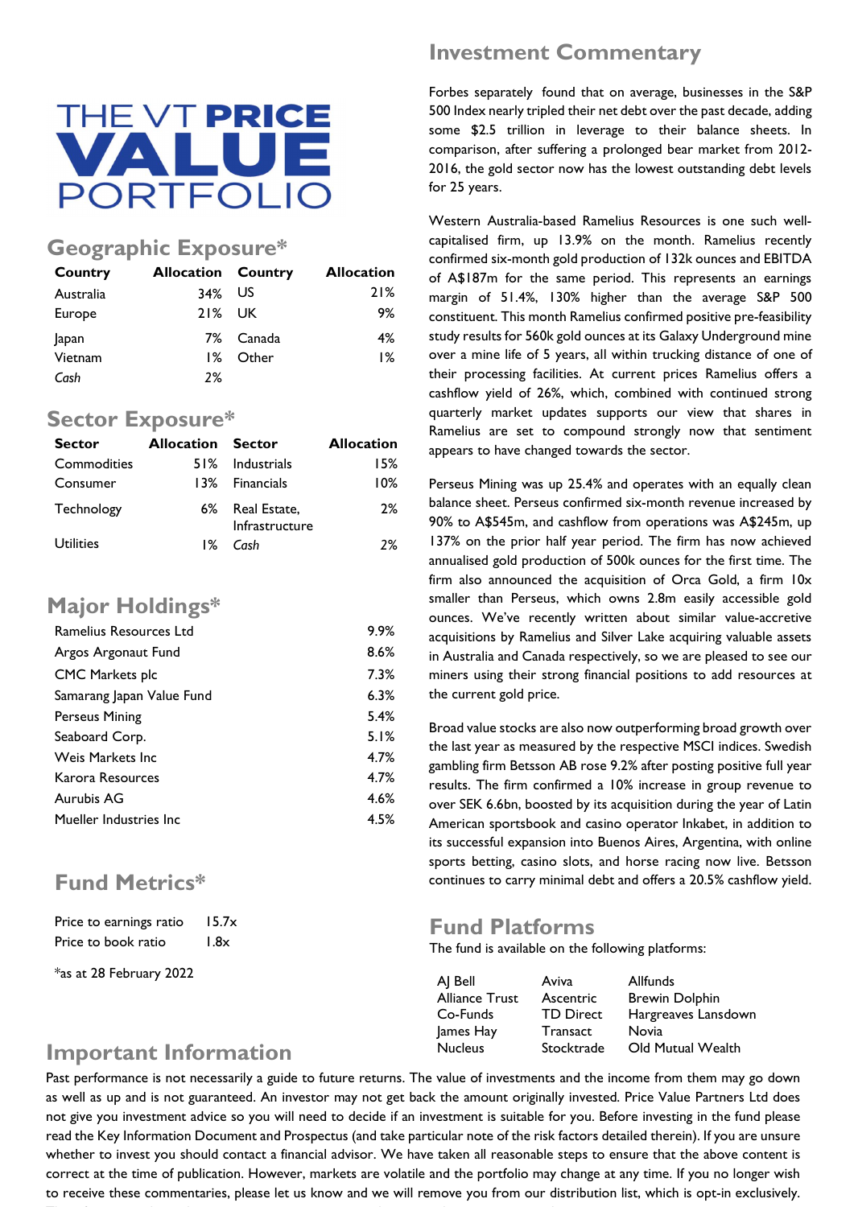# THE VT PRICE VALUE PORTFOLIO

## Geographic Exposure*

| Country | Allocation | Country | Allocation |
|---|---|---|---|
| Australia | 34% | US | 21% |
| Europe | 21% | UK | 9% |
| Japan | 7% | Canada | 4% |
| Vietnam | 1% | Other | 1% |
| *Cash* | *2%* | | |

## Sector Exposure*

| Sector | Allocation | Sector | Allocation |
|---|---|---|---|
| Commodities | 51% | Industrials | 15% |
| Consumer | 13% | Financials | 10% |
| Technology | 6% | Real Estate, Infrastructure | 2% |
| Utilities | 1% | *Cash* | *2%* |

## Major Holdings*

| | |
|---|---|
| Ramelius Resources Ltd | 9.9% |
| Argos Argonaut Fund | 8.6% |
| CMC Markets plc | 7.3% |
| Samarang Japan Value Fund | 6.3% |
| Perseus Mining | 5.4% |
| Seaboard Corp. | 5.1% |
| Weis Markets Inc | 4.7% |
| Karora Resources | 4.7% |
| Aurubis AG | 4.6% |
| Mueller Industries Inc | 4.5% |

## Fund Metrics*

| | |
|---|---|
| Price to earnings ratio | 15.7x |
| Price to book ratio | 1.8x |

*as at 28 February 2022

## Investment Commentary

Forbes separately found that on average, businesses in the S&P 500 Index nearly tripled their net debt over the past decade, adding some $2.5 trillion in leverage to their balance sheets. In comparison, after suffering a prolonged bear market from 2012-2016, the gold sector now has the lowest outstanding debt levels for 25 years.

Western Australia-based Ramelius Resources is one such well-capitalised firm, up 13.9% on the month. Ramelius recently confirmed six-month gold production of 132k ounces and EBITDA of A$187m for the same period. This represents an earnings margin of 51.4%, 130% higher than the average S&P 500 constituent. This month Ramelius confirmed positive pre-feasibility study results for 560k gold ounces at its Galaxy Underground mine over a mine life of 5 years, all within trucking distance of one of their processing facilities. At current prices Ramelius offers a cashflow yield of 26%, which, combined with continued strong quarterly market updates supports our view that shares in Ramelius are set to compound strongly now that sentiment appears to have changed towards the sector.

Perseus Mining was up 25.4% and operates with an equally clean balance sheet. Perseus confirmed six-month revenue increased by 90% to A$545m, and cashflow from operations was A$245m, up 137% on the prior half year period. The firm has now achieved annualised gold production of 500k ounces for the first time. The firm also announced the acquisition of Orca Gold, a firm 10x smaller than Perseus, which owns 2.8m easily accessible gold ounces. We've recently written about similar value-accretive acquisitions by Ramelius and Silver Lake acquiring valuable assets in Australia and Canada respectively, so we are pleased to see our miners using their strong financial positions to add resources at the current gold price.

Broad value stocks are also now outperforming broad growth over the last year as measured by the respective MSCI indices. Swedish gambling firm Betsson AB rose 9.2% after posting positive full year results. The firm confirmed a 10% increase in group revenue to over SEK 6.6bn, boosted by its acquisition during the year of Latin American sportsbook and casino operator Inkabet, in addition to its successful expansion into Buenos Aires, Argentina, with online sports betting, casino slots, and horse racing now live. Betsson continues to carry minimal debt and offers a 20.5% cashflow yield.

## Fund Platforms

The fund is available on the following platforms:

| | | |
|---|---|---|
| AJ Bell | Aviva | Allfunds |
| Alliance Trust | Ascentric | Brewin Dolphin |
| Co-Funds | TD Direct | Hargreaves Lansdown |
| James Hay | Transact | Novia |
| Nucleus | Stocktrade | Old Mutual Wealth |

## Important Information

Past performance is not necessarily a guide to future returns. The value of investments and the income from them may go down as well as up and is not guaranteed. An investor may not get back the amount originally invested. Price Value Partners Ltd does not give you investment advice so you will need to decide if an investment is suitable for you. Before investing in the fund please read the Key Information Document and Prospectus (and take particular note of the risk factors detailed therein). If you are unsure whether to invest you should contact a financial advisor. We have taken all reasonable steps to ensure that the above content is correct at the time of publication. However, markets are volatile and the portfolio may change at any time. If you no longer wish to receive these commentaries, please let us know and we will remove you from our distribution list, which is opt-in exclusively.